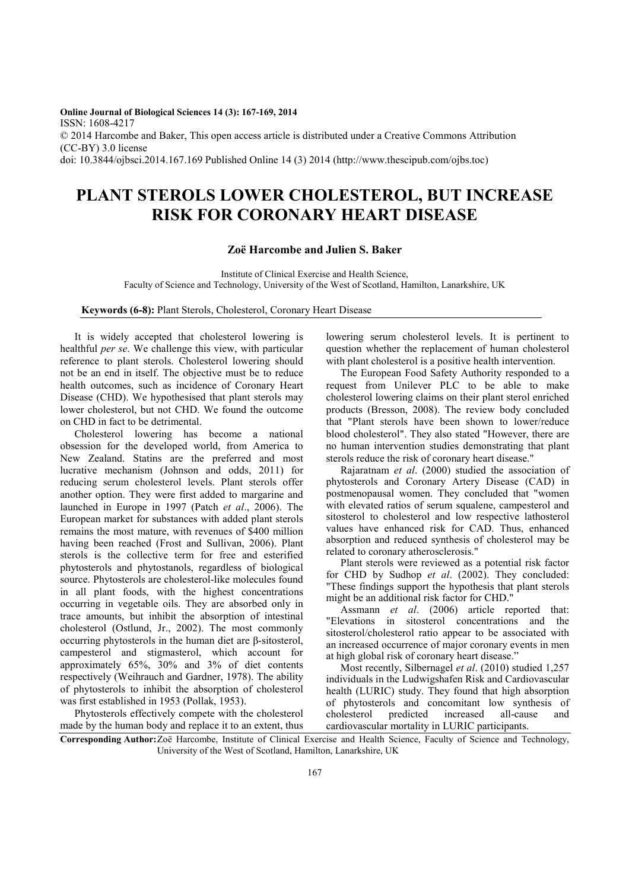Online Journal of Biological Sciences 14 (3): 167-169, 2014
ISSN: 1608-4217
© 2014 Harcombe and Baker, This open access article is distributed under a Creative Commons Attribution (CC-BY) 3.0 license
doi: 10.3844/ojbsci.2014.167.169 Published Online 14 (3) 2014 (http://www.thescipub.com/ojbs.toc)

# PLANT STEROLS LOWER CHOLESTEROL, BUT INCREASE RISK FOR CORONARY HEART DISEASE

**Zoë Harcombe and Julien S. Baker**

Institute of Clinical Exercise and Health Science,
Faculty of Science and Technology, University of the West of Scotland, Hamilton, Lanarkshire, UK

**Keywords (6-8):** Plant Sterols, Cholesterol, Coronary Heart Disease

It is widely accepted that cholesterol lowering is healthful *per se*. We challenge this view, with particular reference to plant sterols. Cholesterol lowering should not be an end in itself. The objective must be to reduce health outcomes, such as incidence of Coronary Heart Disease (CHD). We hypothesised that plant sterols may lower cholesterol, but not CHD. We found the outcome on CHD in fact to be detrimental.

Cholesterol lowering has become a national obsession for the developed world, from America to New Zealand. Statins are the preferred and most lucrative mechanism (Johnson and odds, 2011) for reducing serum cholesterol levels. Plant sterols offer another option. They were first added to margarine and launched in Europe in 1997 (Patch *et al*., 2006). The European market for substances with added plant sterols remains the most mature, with revenues of $400 million having been reached (Frost and Sullivan, 2006). Plant sterols is the collective term for free and esterified phytosterols and phytostanols, regardless of biological source. Phytosterols are cholesterol-like molecules found in all plant foods, with the highest concentrations occurring in vegetable oils. They are absorbed only in trace amounts, but inhibit the absorption of intestinal cholesterol (Ostlund, Jr., 2002). The most commonly occurring phytosterols in the human diet are β-sitosterol, campesterol and stigmasterol, which account for approximately 65%, 30% and 3% of diet contents respectively (Weihrauch and Gardner, 1978). The ability of phytosterols to inhibit the absorption of cholesterol was first established in 1953 (Pollak, 1953).

Phytosterols effectively compete with the cholesterol made by the human body and replace it to an extent, thus lowering serum cholesterol levels. It is pertinent to question whether the replacement of human cholesterol with plant cholesterol is a positive health intervention.

The European Food Safety Authority responded to a request from Unilever PLC to be able to make cholesterol lowering claims on their plant sterol enriched products (Bresson, 2008). The review body concluded that "Plant sterols have been shown to lower/reduce blood cholesterol". They also stated "However, there are no human intervention studies demonstrating that plant sterols reduce the risk of coronary heart disease."

Rajaratnam *et al*. (2000) studied the association of phytosterols and Coronary Artery Disease (CAD) in postmenopausal women. They concluded that "women with elevated ratios of serum squalene, campesterol and sitosterol to cholesterol and low respective lathosterol values have enhanced risk for CAD. Thus, enhanced absorption and reduced synthesis of cholesterol may be related to coronary atherosclerosis."

Plant sterols were reviewed as a potential risk factor for CHD by Sudhop *et al*. (2002). They concluded: "These findings support the hypothesis that plant sterols might be an additional risk factor for CHD."

Assmann *et al*. (2006) article reported that: "Elevations in sitosterol concentrations and the sitosterol/cholesterol ratio appear to be associated with an increased occurrence of major coronary events in men at high global risk of coronary heart disease."

Most recently, Silbernagel *et al*. (2010) studied 1,257 individuals in the Ludwigshafen Risk and Cardiovascular health (LURIC) study. They found that high absorption of phytosterols and concomitant low synthesis of cholesterol predicted increased all-cause and cardiovascular mortality in LURIC participants.

**Corresponding Author:** Zoë Harcombe, Institute of Clinical Exercise and Health Science, Faculty of Science and Technology, University of the West of Scotland, Hamilton, Lanarkshire, UK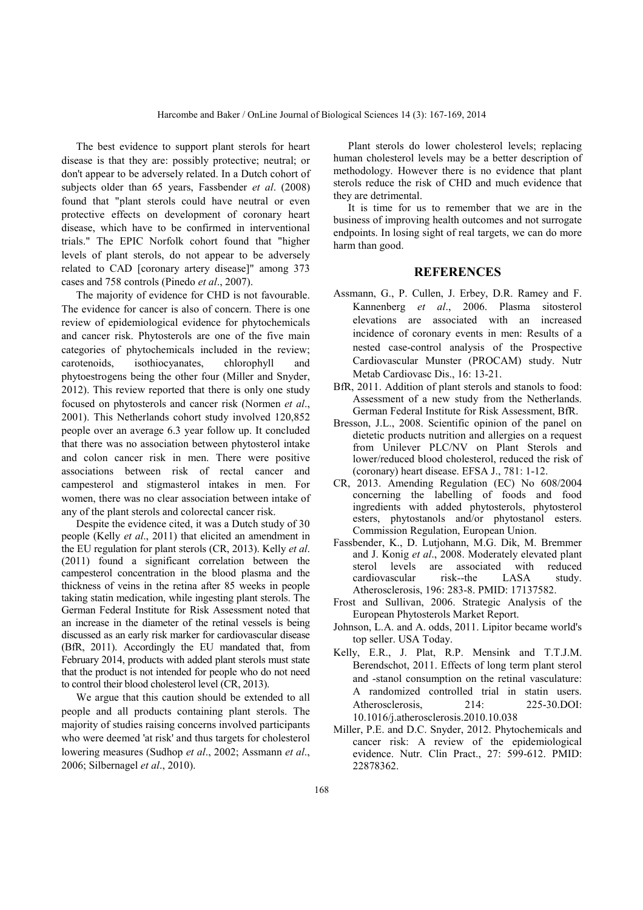The best evidence to support plant sterols for heart disease is that they are: possibly protective; neutral; or don't appear to be adversely related. In a Dutch cohort of subjects older than 65 years, Fassbender *et al*. (2008) found that "plant sterols could have neutral or even protective effects on development of coronary heart disease, which have to be confirmed in interventional trials." The EPIC Norfolk cohort found that "higher levels of plant sterols, do not appear to be adversely related to CAD [coronary artery disease]" among 373 cases and 758 controls (Pinedo *et al*., 2007).

The majority of evidence for CHD is not favourable. The evidence for cancer is also of concern. There is one review of epidemiological evidence for phytochemicals and cancer risk. Phytosterols are one of the five main categories of phytochemicals included in the review; carotenoids, isothiocyanates, chlorophyll and phytoestrogens being the other four (Miller and Snyder, 2012). This review reported that there is only one study focused on phytosterols and cancer risk (Normen *et al*., 2001). This Netherlands cohort study involved 120,852 people over an average 6.3 year follow up. It concluded that there was no association between phytosterol intake and colon cancer risk in men. There were positive associations between risk of rectal cancer and campesterol and stigmasterol intakes in men. For women, there was no clear association between intake of any of the plant sterols and colorectal cancer risk.

Despite the evidence cited, it was a Dutch study of 30 people (Kelly *et al*., 2011) that elicited an amendment in the EU regulation for plant sterols (CR, 2013). Kelly *et al*. (2011) found a significant correlation between the campesterol concentration in the blood plasma and the thickness of veins in the retina after 85 weeks in people taking statin medication, while ingesting plant sterols. The German Federal Institute for Risk Assessment noted that an increase in the diameter of the retinal vessels is being discussed as an early risk marker for cardiovascular disease (BfR, 2011). Accordingly the EU mandated that, from February 2014, products with added plant sterols must state that the product is not intended for people who do not need to control their blood cholesterol level (CR, 2013).

We argue that this caution should be extended to all people and all products containing plant sterols. The majority of studies raising concerns involved participants who were deemed 'at risk' and thus targets for cholesterol lowering measures (Sudhop *et al*., 2002; Assmann *et al*., 2006; Silbernagel *et al*., 2010).

Plant sterols do lower cholesterol levels; replacing human cholesterol levels may be a better description of methodology. However there is no evidence that plant sterols reduce the risk of CHD and much evidence that they are detrimental.

It is time for us to remember that we are in the business of improving health outcomes and not surrogate endpoints. In losing sight of real targets, we can do more harm than good.

## REFERENCES

Assmann, G., P. Cullen, J. Erbey, D.R. Ramey and F. Kannenberg *et al*., 2006. Plasma sitosterol elevations are associated with an increased incidence of coronary events in men: Results of a nested case-control analysis of the Prospective Cardiovascular Munster (PROCAM) study. Nutr Metab Cardiovasc Dis., 16: 13-21.

BfR, 2011. Addition of plant sterols and stanols to food: Assessment of a new study from the Netherlands. German Federal Institute for Risk Assessment, BfR.

Bresson, J.L., 2008. Scientific opinion of the panel on dietetic products nutrition and allergies on a request from Unilever PLC/NV on Plant Sterols and lower/reduced blood cholesterol, reduced the risk of (coronary) heart disease. EFSA J., 781: 1-12.

CR, 2013. Amending Regulation (EC) No 608/2004 concerning the labelling of foods and food ingredients with added phytosterols, phytosterol esters, phytostanols and/or phytostanol esters. Commission Regulation, European Union.

Fassbender, K., D. Lutjohann, M.G. Dik, M. Bremmer and J. Konig *et al*., 2008. Moderately elevated plant sterol levels are associated with reduced cardiovascular risk--the LASA study. Atherosclerosis, 196: 283-8. PMID: 17137582.

Frost and Sullivan, 2006. Strategic Analysis of the European Phytosterols Market Report.

Johnson, L.A. and A. odds, 2011. Lipitor became world's top seller. USA Today.

Kelly, E.R., J. Plat, R.P. Mensink and T.T.J.M. Berendschot, 2011. Effects of long term plant sterol and -stanol consumption on the retinal vasculature: A randomized controlled trial in statin users. Atherosclerosis, 214: 225-30.DOI: 10.1016/j.atherosclerosis.2010.10.038

Miller, P.E. and D.C. Snyder, 2012. Phytochemicals and cancer risk: A review of the epidemiological evidence. Nutr. Clin Pract., 27: 599-612. PMID: 22878362.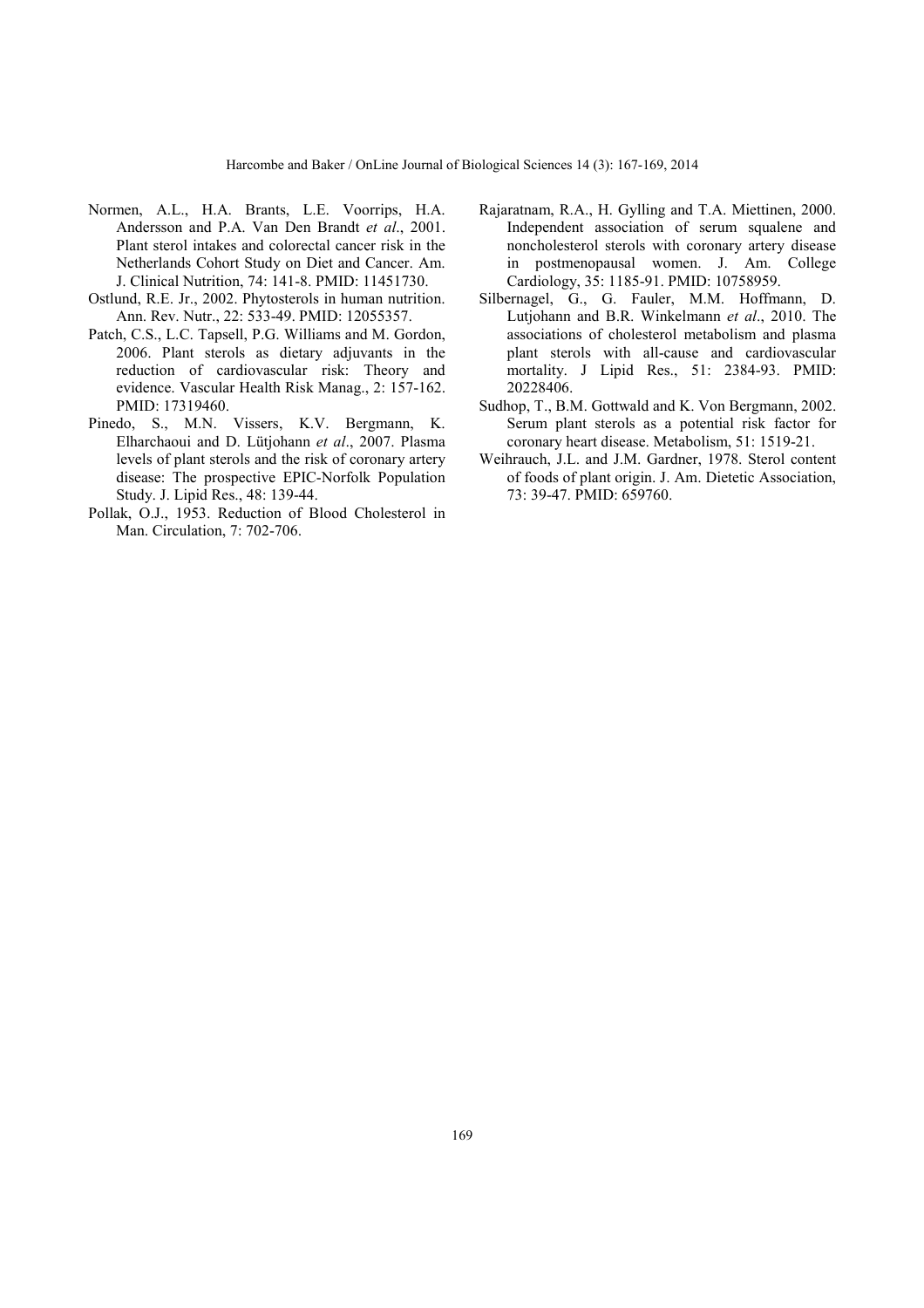Normen, A.L., H.A. Brants, L.E. Voorrips, H.A. Andersson and P.A. Van Den Brandt *et al*., 2001. Plant sterol intakes and colorectal cancer risk in the Netherlands Cohort Study on Diet and Cancer. Am. J. Clinical Nutrition, 74: 141-8. PMID: 11451730.

Ostlund, R.E. Jr., 2002. Phytosterols in human nutrition. Ann. Rev. Nutr., 22: 533-49. PMID: 12055357.

Patch, C.S., L.C. Tapsell, P.G. Williams and M. Gordon, 2006. Plant sterols as dietary adjuvants in the reduction of cardiovascular risk: Theory and evidence. Vascular Health Risk Manag., 2: 157-162. PMID: 17319460.

Pinedo, S., M.N. Vissers, K.V. Bergmann, K. Elharchaoui and D. Lütjohann *et al*., 2007. Plasma levels of plant sterols and the risk of coronary artery disease: The prospective EPIC-Norfolk Population Study. J. Lipid Res., 48: 139-44.

Pollak, O.J., 1953. Reduction of Blood Cholesterol in Man. Circulation, 7: 702-706.

Rajaratnam, R.A., H. Gylling and T.A. Miettinen, 2000. Independent association of serum squalene and noncholesterol sterols with coronary artery disease in postmenopausal women. J. Am. College Cardiology, 35: 1185-91. PMID: 10758959.

Silbernagel, G., G. Fauler, M.M. Hoffmann, D. Lutjohann and B.R. Winkelmann *et al*., 2010. The associations of cholesterol metabolism and plasma plant sterols with all-cause and cardiovascular mortality. J Lipid Res., 51: 2384-93. PMID: 20228406.

Sudhop, T., B.M. Gottwald and K. Von Bergmann, 2002. Serum plant sterols as a potential risk factor for coronary heart disease. Metabolism, 51: 1519-21.

Weihrauch, J.L. and J.M. Gardner, 1978. Sterol content of foods of plant origin. J. Am. Dietetic Association, 73: 39-47. PMID: 659760.